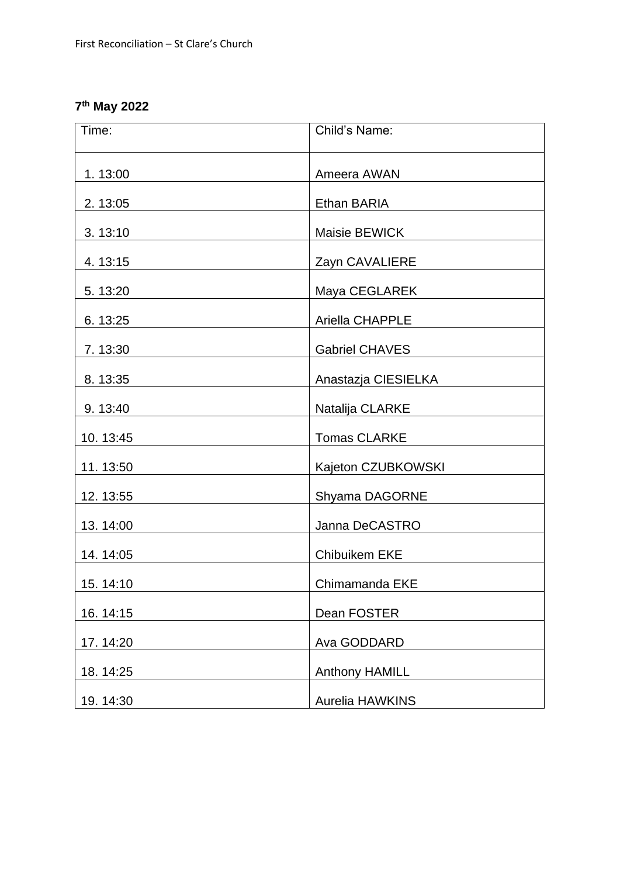**7th May 2022**

| Time: | Child's Name: |
|---|---|
| 1. 13:00 | Ameera AWAN |
| 2. 13:05 | Ethan BARIA |
| 3. 13:10 | Maisie BEWICK |
| 4. 13:15 | Zayn CAVALIERE |
| 5. 13:20 | Maya CEGLAREK |
| 6. 13:25 | Ariella CHAPPLE |
| 7. 13:30 | Gabriel CHAVES |
| 8. 13:35 | Anastazja CIESIELKA |
| 9. 13:40 | Natalija CLARKE |
| 10. 13:45 | Tomas CLARKE |
| 11. 13:50 | Kajeton CZUBKOWSKI |
| 12. 13:55 | Shyama DAGORNE |
| 13. 14:00 | Janna DeCASTRO |
| 14. 14:05 | Chibuikem EKE |
| 15. 14:10 | Chimamanda EKE |
| 16. 14:15 | Dean FOSTER |
| 17. 14:20 | Ava GODDARD |
| 18. 14:25 | Anthony HAMILL |
| 19. 14:30 | Aurelia HAWKINS |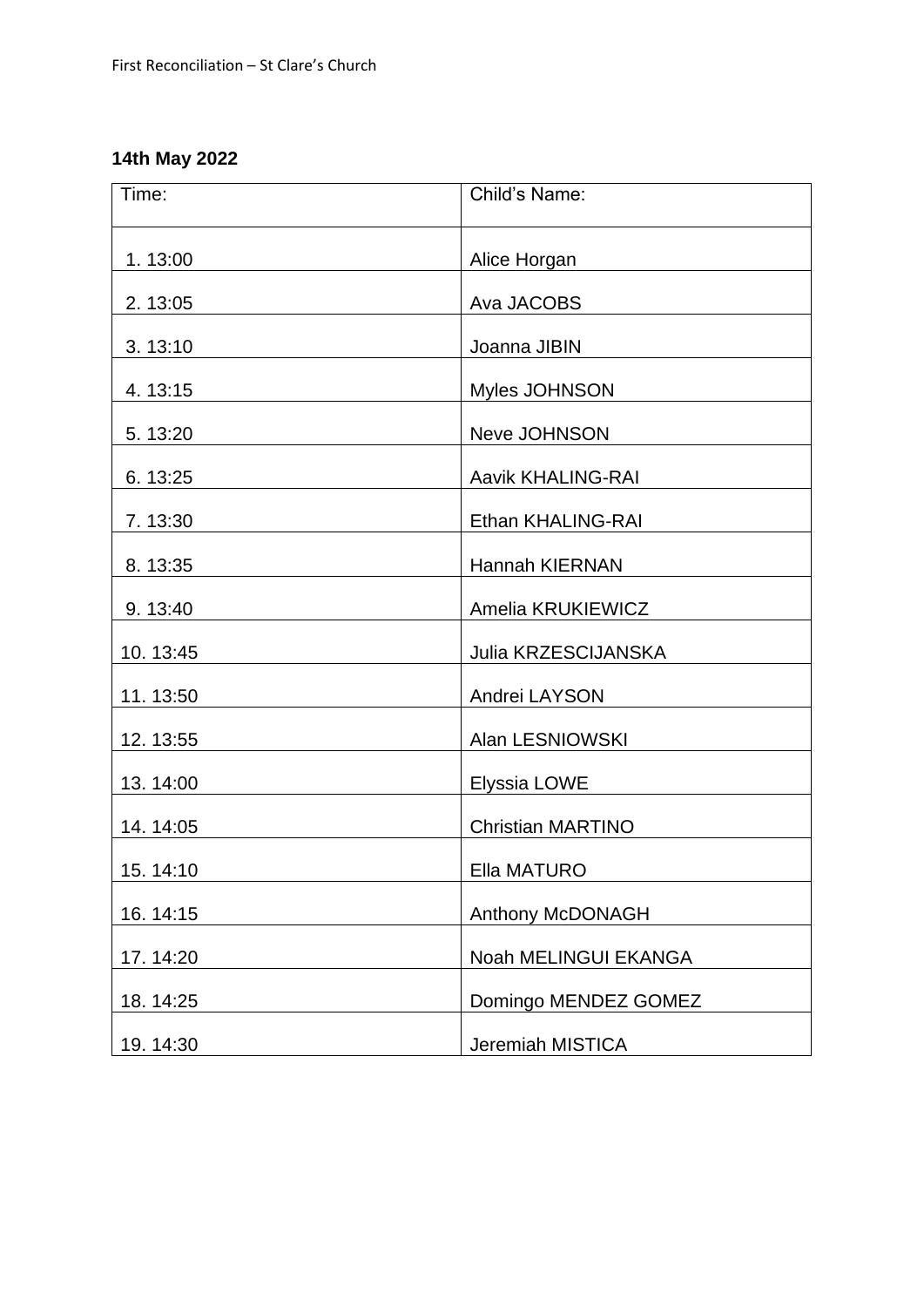**14th May 2022**

| Time: | Child's Name: |
|---|---|
| 1. 13:00 | Alice Horgan |
| 2. 13:05 | Ava JACOBS |
| 3. 13:10 | Joanna JIBIN |
| 4. 13:15 | Myles JOHNSON |
| 5. 13:20 | Neve JOHNSON |
| 6. 13:25 | Aavik KHALING-RAI |
| 7. 13:30 | Ethan KHALING-RAI |
| 8. 13:35 | Hannah KIERNAN |
| 9. 13:40 | Amelia KRUKIEWICZ |
| 10. 13:45 | Julia KRZESCIJANSKA |
| 11. 13:50 | Andrei LAYSON |
| 12. 13:55 | Alan LESNIOWSKI |
| 13. 14:00 | Elyssia LOWE |
| 14. 14:05 | Christian MARTINO |
| 15. 14:10 | Ella MATURO |
| 16. 14:15 | Anthony McDONAGH |
| 17. 14:20 | Noah MELINGUI EKANGA |
| 18. 14:25 | Domingo MENDEZ GOMEZ |
| 19. 14:30 | Jeremiah MISTICA |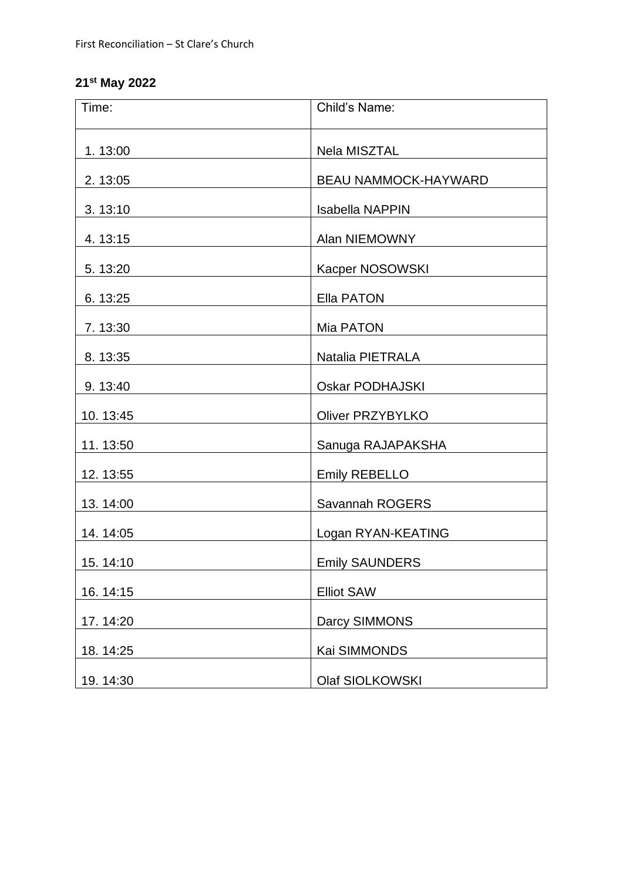**21st May 2022**

| Time: | Child's Name: |
|---|---|
| 1. 13:00 | Nela MISZTAL |
| 2. 13:05 | BEAU NAMMOCK-HAYWARD |
| 3. 13:10 | Isabella NAPPIN |
| 4. 13:15 | Alan NIEMOWNY |
| 5. 13:20 | Kacper NOSOWSKI |
| 6. 13:25 | Ella PATON |
| 7. 13:30 | Mia PATON |
| 8. 13:35 | Natalia PIETRALA |
| 9. 13:40 | Oskar PODHAJSKI |
| 10. 13:45 | Oliver PRZYBYLKO |
| 11. 13:50 | Sanuga RAJAPAKSHA |
| 12. 13:55 | Emily REBELLO |
| 13. 14:00 | Savannah ROGERS |
| 14. 14:05 | Logan RYAN-KEATING |
| 15. 14:10 | Emily SAUNDERS |
| 16. 14:15 | Elliot SAW |
| 17. 14:20 | Darcy SIMMONS |
| 18. 14:25 | Kai SIMMONDS |
| 19. 14:30 | Olaf SIOLKOWSKI |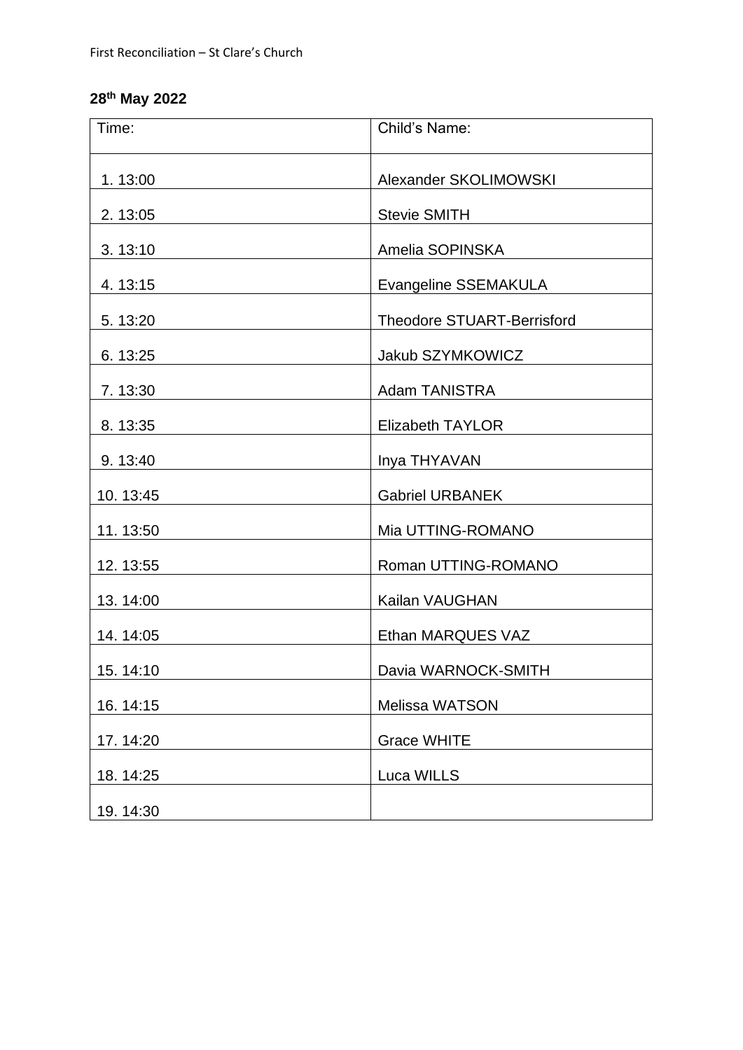**28th May 2022**

| Time: | Child's Name: |
|---|---|
| 1. 13:00 | Alexander SKOLIMOWSKI |
| 2. 13:05 | Stevie SMITH |
| 3. 13:10 | Amelia SOPINSKA |
| 4. 13:15 | Evangeline SSEMAKULA |
| 5. 13:20 | Theodore STUART-Berrisford |
| 6. 13:25 | Jakub SZYMKOWICZ |
| 7. 13:30 | Adam TANISTRA |
| 8. 13:35 | Elizabeth TAYLOR |
| 9. 13:40 | Inya THYAVAN |
| 10. 13:45 | Gabriel URBANEK |
| 11. 13:50 | Mia UTTING-ROMANO |
| 12. 13:55 | Roman UTTING-ROMANO |
| 13. 14:00 | Kailan VAUGHAN |
| 14. 14:05 | Ethan MARQUES VAZ |
| 15. 14:10 | Davia WARNOCK-SMITH |
| 16. 14:15 | Melissa WATSON |
| 17. 14:20 | Grace WHITE |
| 18. 14:25 | Luca WILLS |
| 19. 14:30 | |